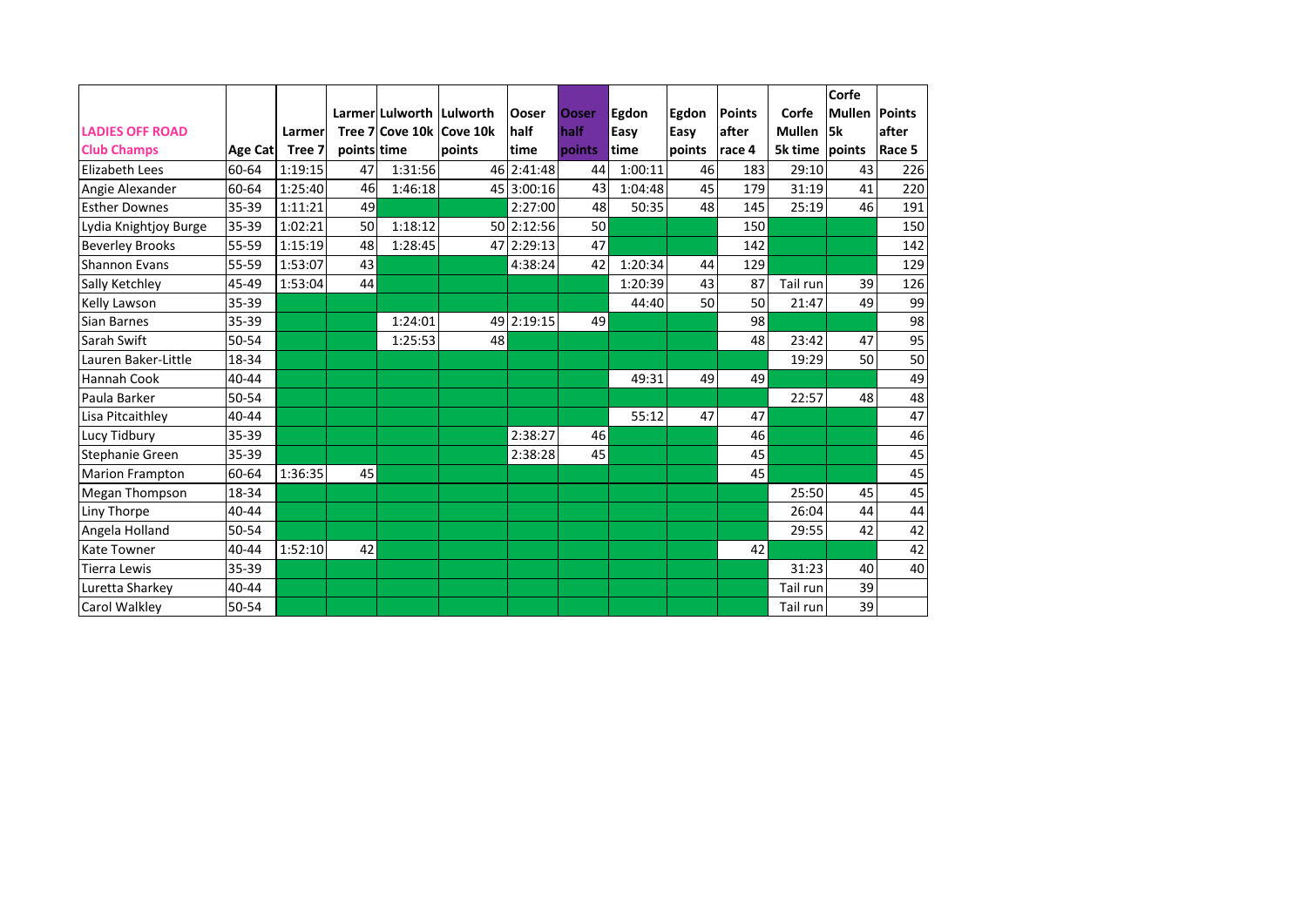| LADIES OFF ROAD Club Champs | Age Cat | Larmer Tree 7 | Larmer Tree 7 points | Lulworth Cove 10k time | Lulworth Cove 10k points | Ooser half time | Ooser half points | Egdon Easy time | Egdon Easy points | Points after race 4 | Corfe Mullen 5k time | Corfe Mullen 5k points | Points after Race 5 |
|---|---|---|---|---|---|---|---|---|---|---|---|---|---|
| Elizabeth Lees | 60-64 | 1:19:15 | 47 | 1:31:56 | 46 | 2:41:48 | 44 | 1:00:11 | 46 | 183 | 29:10 | 43 | 226 |
| Angie Alexander | 60-64 | 1:25:40 | 46 | 1:46:18 | 45 | 3:00:16 | 43 | 1:04:48 | 45 | 179 | 31:19 | 41 | 220 |
| Esther Downes | 35-39 | 1:11:21 | 49 | | | 2:27:00 | 48 | 50:35 | 48 | 145 | 25:19 | 46 | 191 |
| Lydia Knightjoy Burge | 35-39 | 1:02:21 | 50 | 1:18:12 | 50 | 2:12:56 | 50 | | | 150 | | | 150 |
| Beverley Brooks | 55-59 | 1:15:19 | 48 | 1:28:45 | 47 | 2:29:13 | 47 | | | 142 | | | 142 |
| Shannon Evans | 55-59 | 1:53:07 | 43 | | | 4:38:24 | 42 | 1:20:34 | 44 | 129 | | | 129 |
| Sally Ketchley | 45-49 | 1:53:04 | 44 | | | | | 1:20:39 | 43 | 87 | Tail run | 39 | 126 |
| Kelly Lawson | 35-39 | | | | | | | 44:40 | 50 | 50 | 21:47 | 49 | 99 |
| Sian Barnes | 35-39 | | | 1:24:01 | 49 | 2:19:15 | 49 | | | 98 | | | 98 |
| Sarah Swift | 50-54 | | | 1:25:53 | 48 | | | | | 48 | 23:42 | 47 | 95 |
| Lauren Baker-Little | 18-34 | | | | | | | | | | 19:29 | 50 | 50 |
| Hannah Cook | 40-44 | | | | | | | 49:31 | 49 | 49 | | | 49 |
| Paula Barker | 50-54 | | | | | | | | | | 22:57 | 48 | 48 |
| Lisa Pitcaithley | 40-44 | | | | | | | 55:12 | 47 | 47 | | | 47 |
| Lucy Tidbury | 35-39 | | | | | 2:38:27 | 46 | | | 46 | | | 46 |
| Stephanie Green | 35-39 | | | | | 2:38:28 | 45 | | | 45 | | | 45 |
| Marion Frampton | 60-64 | 1:36:35 | 45 | | | | | | | 45 | | | 45 |
| Megan Thompson | 18-34 | | | | | | | | | | 25:50 | 45 | 45 |
| Liny Thorpe | 40-44 | | | | | | | | | | 26:04 | 44 | 44 |
| Angela Holland | 50-54 | | | | | | | | | | 29:55 | 42 | 42 |
| Kate Towner | 40-44 | 1:52:10 | 42 | | | | | | | 42 | | | 42 |
| Tierra Lewis | 35-39 | | | | | | | | | | 31:23 | 40 | 40 |
| Luretta Sharkey | 40-44 | | | | | | | | | | Tail run | 39 | |
| Carol Walkley | 50-54 | | | | | | | | | | Tail run | 39 | |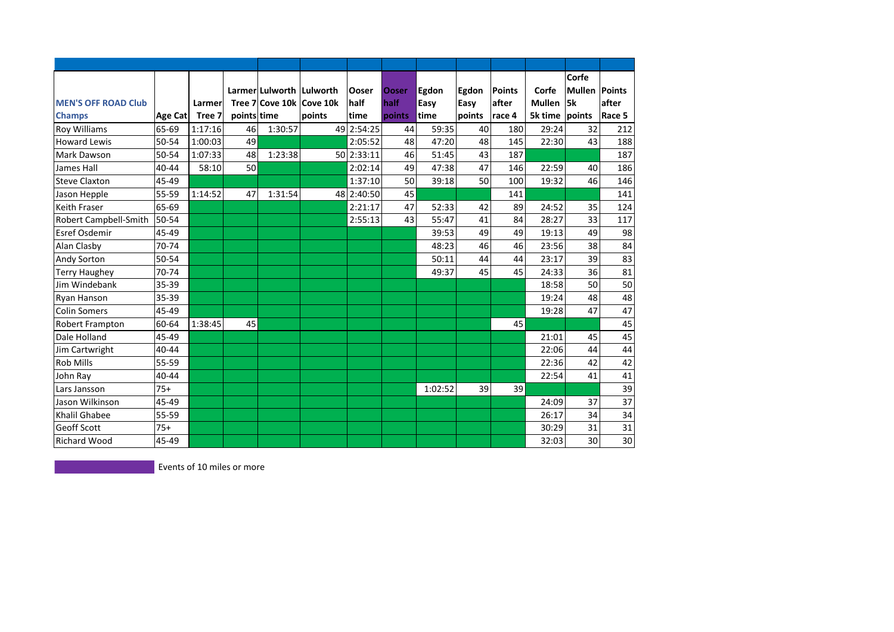| MEN'S OFF ROAD Club Champs | Age Cat | Larmer Tree 7 | Larmer Tree 7 points | Lulworth Cove 10k time | Lulworth Cove 10k points | Ooser half time | Ooser half points | Egdon Easy time | Egdon Easy points | Points after race 4 | Corfe Mullen 5k time | Corfe Mullen 5k points | Points after Race 5 |
|---|---|---|---|---|---|---|---|---|---|---|---|---|---|
| Roy Williams | 65-69 | 1:17:16 | 46 | 1:30:57 | 49 | 2:54:25 | 44 | 59:35 | 40 | 180 | 29:24 | 32 | 212 |
| Howard Lewis | 50-54 | 1:00:03 | 49 | | | 2:05:52 | 48 | 47:20 | 48 | 145 | 22:30 | 43 | 188 |
| Mark Dawson | 50-54 | 1:07:33 | 48 | 1:23:38 | 50 | 2:33:11 | 46 | 51:45 | 43 | 187 | | | 187 |
| James Hall | 40-44 | 58:10 | 50 | | | 2:02:14 | 49 | 47:38 | 47 | 146 | 22:59 | 40 | 186 |
| Steve Claxton | 45-49 | | | | | 1:37:10 | 50 | 39:18 | 50 | 100 | 19:32 | 46 | 146 |
| Jason Hepple | 55-59 | 1:14:52 | 47 | 1:31:54 | 48 | 2:40:50 | 45 | | | 141 | | | 141 |
| Keith Fraser | 65-69 | | | | | 2:21:17 | 47 | 52:33 | 42 | 89 | 24:52 | 35 | 124 |
| Robert Campbell-Smith | 50-54 | | | | | 2:55:13 | 43 | 55:47 | 41 | 84 | 28:27 | 33 | 117 |
| Esref Osdemir | 45-49 | | | | | | | 39:53 | 49 | 49 | 19:13 | 49 | 98 |
| Alan Clasby | 70-74 | | | | | | | 48:23 | 46 | 46 | 23:56 | 38 | 84 |
| Andy Sorton | 50-54 | | | | | | | 50:11 | 44 | 44 | 23:17 | 39 | 83 |
| Terry Haughey | 70-74 | | | | | | | 49:37 | 45 | 45 | 24:33 | 36 | 81 |
| Jim Windebank | 35-39 | | | | | | | | | | 18:58 | 50 | 50 |
| Ryan Hanson | 35-39 | | | | | | | | | | 19:24 | 48 | 48 |
| Colin Somers | 45-49 | | | | | | | | | | 19:28 | 47 | 47 |
| Robert Frampton | 60-64 | 1:38:45 | 45 | | | | | | | 45 | | | 45 |
| Dale Holland | 45-49 | | | | | | | | | | 21:01 | 45 | 45 |
| Jim Cartwright | 40-44 | | | | | | | | | | 22:06 | 44 | 44 |
| Rob Mills | 55-59 | | | | | | | | | | 22:36 | 42 | 42 |
| John Ray | 40-44 | | | | | | | | | | 22:54 | 41 | 41 |
| Lars Jansson | 75+ | | | | | | | 1:02:52 | 39 | 39 | | | 39 |
| Jason Wilkinson | 45-49 | | | | | | | | | | 24:09 | 37 | 37 |
| Khalil Ghabee | 55-59 | | | | | | | | | | 26:17 | 34 | 34 |
| Geoff Scott | 75+ | | | | | | | | | | 30:29 | 31 | 31 |
| Richard Wood | 45-49 | | | | | | | | | | 32:03 | 30 | 30 |

Events of 10 miles or more